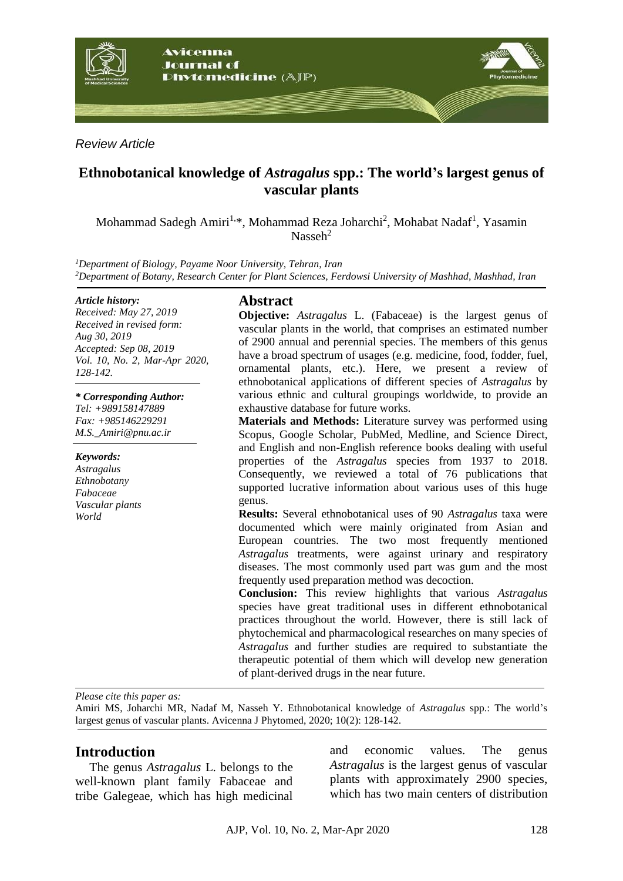*Review Article*

# Ethnobotanical knowledge of *Astragalus* spp.: The world's largest genus of vascular plants

Mohammad Sadegh Amiri[1,*], Mohammad Reza Joharchi[2], Mohabat Nadaf[1], Yasamin Nasseh[2]

[1]*Department of Biology, Payame Noor University, Tehran, Iran*
[2]*Department of Botany, Research Center for Plant Sciences, Ferdowsi University of Mashhad, Mashhad, Iran*

***Article history:***
*Received: May 27, 2019*
*Received in revised form: Aug 30, 2019*
*Accepted: Sep 08, 2019*
*Vol. 10, No. 2, Mar-Apr 2020, 128-142.*

***\* Corresponding Author:***
*Tel: +989158147889*
*Fax: +985146229291*
*M.S._Amiri@pnu.ac.ir*

***Keywords:***
*Astragalus*
*Ethnobotany*
*Fabaceae*
*Vascular plants*
*World*

## Abstract

**Objective:** *Astragalus* L. (Fabaceae) is the largest genus of vascular plants in the world, that comprises an estimated number of 2900 annual and perennial species. The members of this genus have a broad spectrum of usages (e.g. medicine, food, fodder, fuel, ornamental plants, etc.). Here, we present a review of ethnobotanical applications of different species of *Astragalus* by various ethnic and cultural groupings worldwide, to provide an exhaustive database for future works.

**Materials and Methods:** Literature survey was performed using Scopus, Google Scholar, PubMed, Medline, and Science Direct, and English and non-English reference books dealing with useful properties of the *Astragalus* species from 1937 to 2018. Consequently, we reviewed a total of 76 publications that supported lucrative information about various uses of this huge genus.

**Results:** Several ethnobotanical uses of 90 *Astragalus* taxa were documented which were mainly originated from Asian and European countries. The two most frequently mentioned *Astragalus* treatments, were against urinary and respiratory diseases. The most commonly used part was gum and the most frequently used preparation method was decoction.

**Conclusion:** This review highlights that various *Astragalus* species have great traditional uses in different ethnobotanical practices throughout the world. However, there is still lack of phytochemical and pharmacological researches on many species of *Astragalus* and further studies are required to substantiate the therapeutic potential of them which will develop new generation of plant-derived drugs in the near future.

*Please cite this paper as:*
Amiri MS, Joharchi MR, Nadaf M, Nasseh Y. Ethnobotanical knowledge of *Astragalus* spp.: The world's largest genus of vascular plants. Avicenna J Phytomed, 2020; 10(2): 128-142.

## Introduction

The genus *Astragalus* L. belongs to the well-known plant family Fabaceae and tribe Galegeae, which has high medicinal and economic values. The genus *Astragalus* is the largest genus of vascular plants with approximately 2900 species, which has two main centers of distribution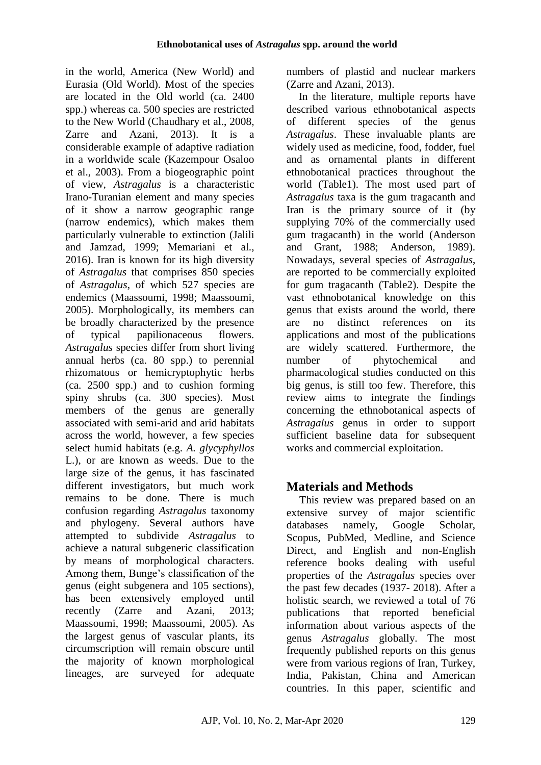in the world, America (New World) and Eurasia (Old World). Most of the species are located in the Old world (ca. 2400 spp.) whereas ca. 500 species are restricted to the New World (Chaudhary et al., 2008, Zarre and Azani, 2013). It is a considerable example of adaptive radiation in a worldwide scale (Kazempour Osaloo et al., 2003). From a biogeographic point of view, *Astragalus* is a characteristic Irano-Turanian element and many species of it show a narrow geographic range (narrow endemics), which makes them particularly vulnerable to extinction (Jalili and Jamzad, 1999; Memariani et al., 2016). Iran is known for its high diversity of *Astragalus* that comprises 850 species of *Astragalus*, of which 527 species are endemics (Maassoumi, 1998; Maassoumi, 2005). Morphologically, its members can be broadly characterized by the presence of typical papilionaceous flowers. *Astragalus* species differ from short living annual herbs (ca. 80 spp.) to perennial rhizomatous or hemicryptophytic herbs (ca. 2500 spp.) and to cushion forming spiny shrubs (ca. 300 species). Most members of the genus are generally associated with semi-arid and arid habitats across the world, however, a few species select humid habitats (e.g. *A. glycyphyllos* L.), or are known as weeds. Due to the large size of the genus, it has fascinated different investigators, but much work remains to be done. There is much confusion regarding *Astragalus* taxonomy and phylogeny. Several authors have attempted to subdivide *Astragalus* to achieve a natural subgeneric classification by means of morphological characters. Among them, Bunge's classification of the genus (eight subgenera and 105 sections), has been extensively employed until recently (Zarre and Azani, 2013; Maassoumi, 1998; Maassoumi, 2005). As the largest genus of vascular plants, its circumscription will remain obscure until the majority of known morphological lineages, are surveyed for adequate numbers of plastid and nuclear markers (Zarre and Azani, 2013).

In the literature, multiple reports have described various ethnobotanical aspects of different species of the genus *Astragalus*. These invaluable plants are widely used as medicine, food, fodder, fuel and as ornamental plants in different ethnobotanical practices throughout the world (Table1). The most used part of *Astragalus* taxa is the gum tragacanth and Iran is the primary source of it (by supplying 70% of the commercially used gum tragacanth) in the world (Anderson and Grant, 1988; Anderson, 1989). Nowadays, several species of *Astragalus*, are reported to be commercially exploited for gum tragacanth (Table2). Despite the vast ethnobotanical knowledge on this genus that exists around the world, there are no distinct references on its applications and most of the publications are widely scattered. Furthermore, the number of phytochemical and pharmacological studies conducted on this big genus, is still too few. Therefore, this review aims to integrate the findings concerning the ethnobotanical aspects of *Astragalus* genus in order to support sufficient baseline data for subsequent works and commercial exploitation.

## Materials and Methods

This review was prepared based on an extensive survey of major scientific databases namely, Google Scholar, Scopus, PubMed, Medline, and Science Direct, and English and non-English reference books dealing with useful properties of the *Astragalus* species over the past few decades (1937- 2018). After a holistic search, we reviewed a total of 76 publications that reported beneficial information about various aspects of the genus *Astragalus* globally. The most frequently published reports on this genus were from various regions of Iran, Turkey, India, Pakistan, China and American countries. In this paper, scientific and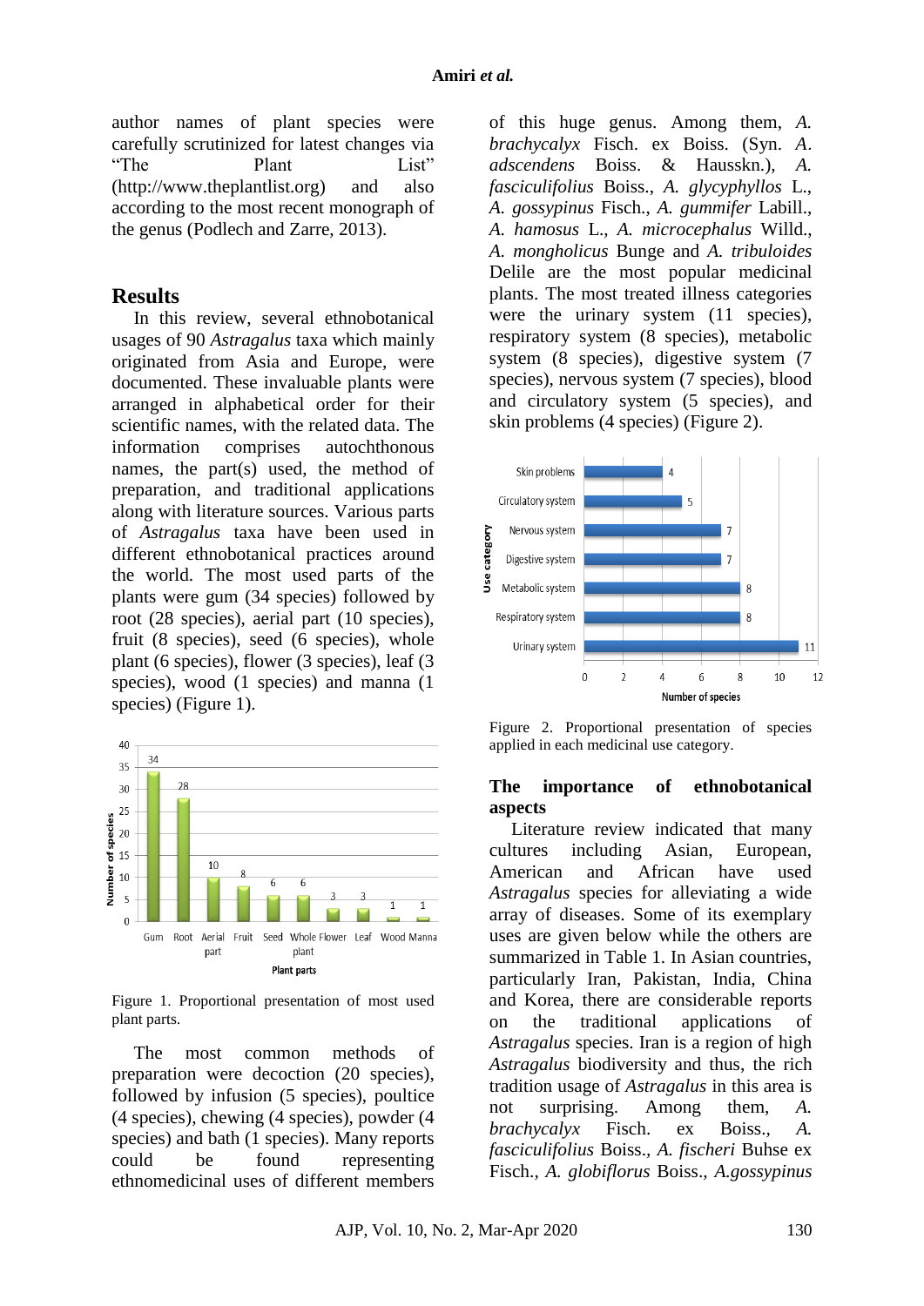author names of plant species were carefully scrutinized for latest changes via "The Plant List" (http://www.theplantlist.org) and also according to the most recent monograph of the genus (Podlech and Zarre, 2013).

## Results

In this review, several ethnobotanical usages of 90 *Astragalus* taxa which mainly originated from Asia and Europe, were documented. These invaluable plants were arranged in alphabetical order for their scientific names, with the related data. The information comprises autochthonous names, the part(s) used, the method of preparation, and traditional applications along with literature sources. Various parts of *Astragalus* taxa have been used in different ethnobotanical practices around the world. The most used parts of the plants were gum (34 species) followed by root (28 species), aerial part (10 species), fruit (8 species), seed (6 species), whole plant (6 species), flower (3 species), leaf (3 species), wood (1 species) and manna (1 species) (Figure 1).

Figure 1. Proportional presentation of most used plant parts.

The most common methods of preparation were decoction (20 species), followed by infusion (5 species), poultice (4 species), chewing (4 species), powder (4 species) and bath (1 species). Many reports could be found representing ethnomedicinal uses of different members of this huge genus. Among them, *A. brachycalyx* Fisch. ex Boiss. (Syn. *A. adscendens* Boiss. & Hausskn.), *A. fasciculifolius* Boiss., *A. glycyphyllos* L., *A. gossypinus* Fisch., *A. gummifer* Labill., *A. hamosus* L., *A. microcephalus* Willd., *A. mongholicus* Bunge and *A. tribuloides* Delile are the most popular medicinal plants. The most treated illness categories were the urinary system (11 species), respiratory system (8 species), metabolic system (8 species), digestive system (7 species), nervous system (7 species), blood and circulatory system (5 species), and skin problems (4 species) (Figure 2).

Figure 2. Proportional presentation of species applied in each medicinal use category.

### The importance of ethnobotanical aspects

Literature review indicated that many cultures including Asian, European, American and African have used *Astragalus* species for alleviating a wide array of diseases. Some of its exemplary uses are given below while the others are summarized in Table 1. In Asian countries, particularly Iran, Pakistan, India, China and Korea, there are considerable reports on the traditional applications of *Astragalus* species. Iran is a region of high *Astragalus* biodiversity and thus, the rich tradition usage of *Astragalus* in this area is not surprising. Among them, *A. brachycalyx* Fisch. ex Boiss., *A. fasciculifolius* Boiss., *A. fischeri* Buhse ex Fisch., *A. globiflorus* Boiss., *A.gossypinus*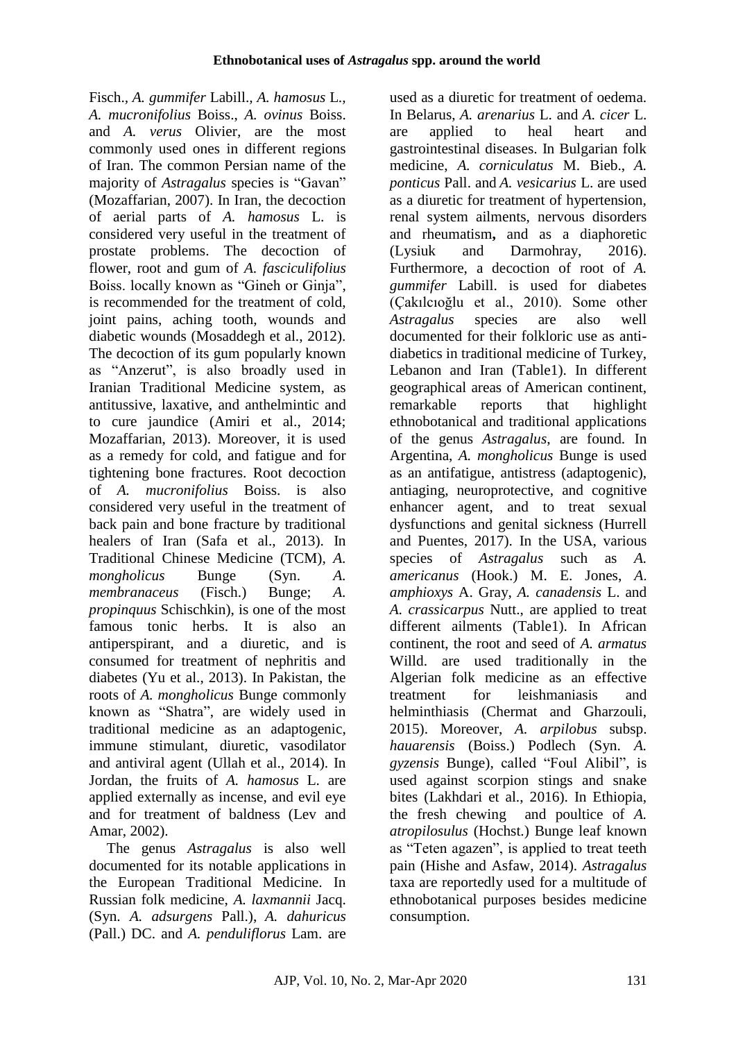Fisch., *A. gummifer* Labill., *A. hamosus* L., *A. mucronifolius* Boiss., *A. ovinus* Boiss. and *A. verus* Olivier, are the most commonly used ones in different regions of Iran. The common Persian name of the majority of *Astragalus* species is "Gavan" (Mozaffarian, 2007). In Iran, the decoction of aerial parts of *A. hamosus* L. is considered very useful in the treatment of prostate problems. The decoction of flower, root and gum of *A. fasciculifolius* Boiss. locally known as "Gineh or Ginja", is recommended for the treatment of cold, joint pains, aching tooth, wounds and diabetic wounds (Mosaddegh et al., 2012). The decoction of its gum popularly known as "Anzerut", is also broadly used in Iranian Traditional Medicine system, as antitussive, laxative, and anthelmintic and to cure jaundice (Amiri et al., 2014; Mozaffarian, 2013). Moreover, it is used as a remedy for cold, and fatigue and for tightening bone fractures. Root decoction of *A. mucronifolius* Boiss. is also considered very useful in the treatment of back pain and bone fracture by traditional healers of Iran (Safa et al., 2013). In Traditional Chinese Medicine (TCM), *A. mongholicus* Bunge (Syn. *A. membranaceus* (Fisch.) Bunge; *A. propinquus* Schischkin), is one of the most famous tonic herbs. It is also an antiperspirant, and a diuretic, and is consumed for treatment of nephritis and diabetes (Yu et al., 2013). In Pakistan, the roots of *A. mongholicus* Bunge commonly known as "Shatra", are widely used in traditional medicine as an adaptogenic, immune stimulant, diuretic, vasodilator and antiviral agent (Ullah et al., 2014). In Jordan, the fruits of *A. hamosus* L. are applied externally as incense, and evil eye and for treatment of baldness (Lev and Amar, 2002).

The genus *Astragalus* is also well documented for its notable applications in the European Traditional Medicine. In Russian folk medicine, *A. laxmannii* Jacq. (Syn. *A. adsurgens* Pall.), *A. dahuricus* (Pall.) DC. and *A. penduliflorus* Lam. are used as a diuretic for treatment of oedema. In Belarus, *A. arenarius* L. and *A. cicer* L. are applied to heal heart and gastrointestinal diseases. In Bulgarian folk medicine, *A. corniculatus* M. Bieb., *A. ponticus* Pall. and *A. vesicarius* L. are used as a diuretic for treatment of hypertension, renal system ailments, nervous disorders and rheumatism**,** and as a diaphoretic (Lysiuk and Darmohray, 2016). Furthermore, a decoction of root of *A. gummifer* Labill. is used for diabetes (Çakılcıoğlu et al., 2010). Some other *Astragalus* species are also well documented for their folkloric use as anti-diabetics in traditional medicine of Turkey, Lebanon and Iran (Table1). In different geographical areas of American continent, remarkable reports that highlight ethnobotanical and traditional applications of the genus *Astragalus*, are found. In Argentina, *A. mongholicus* Bunge is used as an antifatigue, antistress (adaptogenic), antiaging, neuroprotective, and cognitive enhancer agent, and to treat sexual dysfunctions and genital sickness (Hurrell and Puentes, 2017). In the USA, various species of *Astragalus* such as *A. americanus* (Hook.) M. E. Jones, *A. amphioxys* A. Gray, *A. canadensis* L. and *A. crassicarpus* Nutt., are applied to treat different ailments (Table1). In African continent, the root and seed of *A. armatus* Willd. are used traditionally in the Algerian folk medicine as an effective treatment for leishmaniasis and helminthiasis (Chermat and Gharzouli, 2015). Moreover, *A. arpilobus* subsp. *hauarensis* (Boiss.) Podlech (Syn. *A. gyzensis* Bunge), called "Foul Alibil", is used against scorpion stings and snake bites (Lakhdari et al., 2016). In Ethiopia, the fresh chewing and poultice of *A. atropilosulus* (Hochst.) Bunge leaf known as "Teten agazen", is applied to treat teeth pain (Hishe and Asfaw, 2014). *Astragalus* taxa are reportedly used for a multitude of ethnobotanical purposes besides medicine consumption.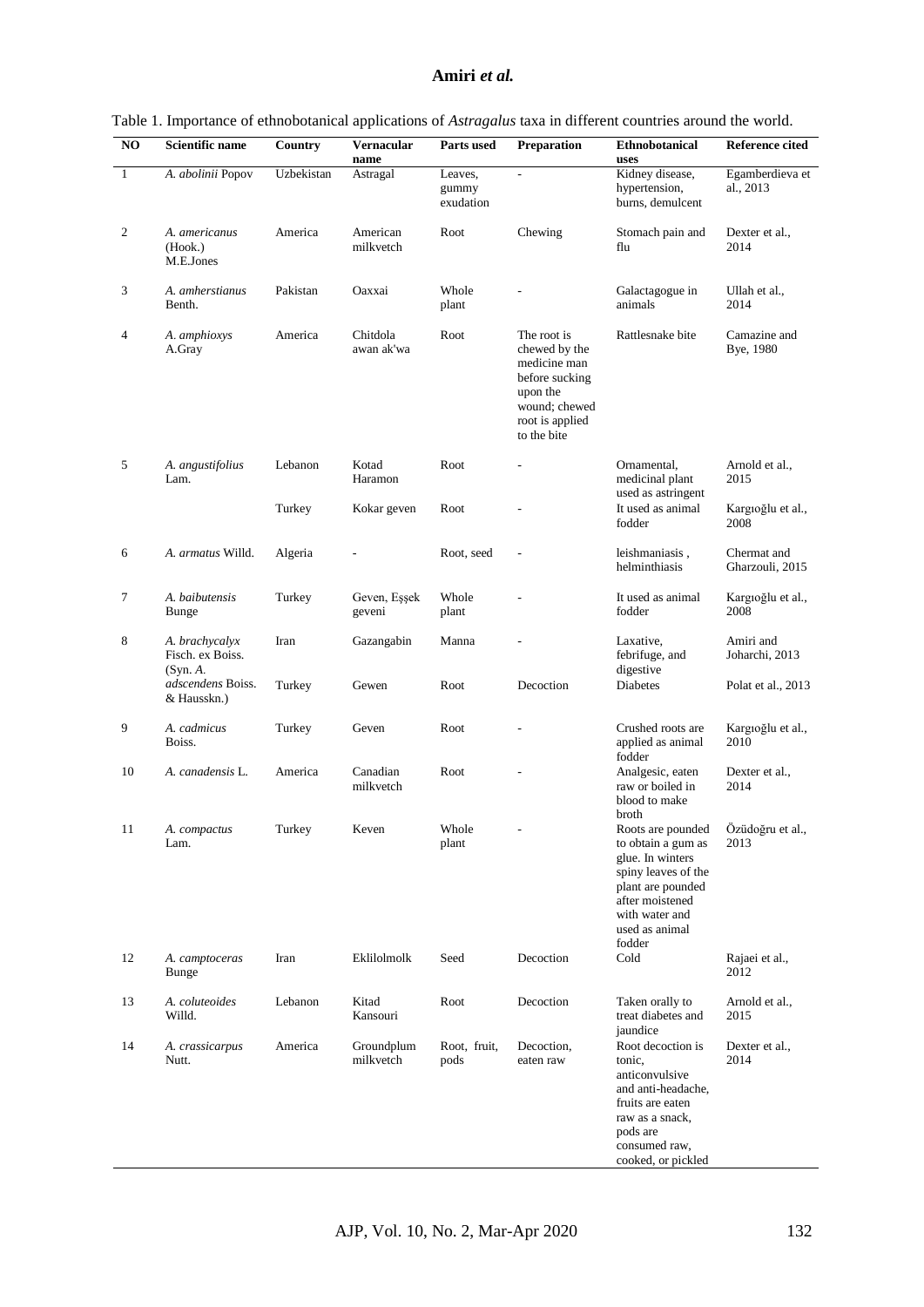Table 1. Importance of ethnobotanical applications of *Astragalus* taxa in different countries around the world.

| NO | Scientific name | Country | Vernacular name | Parts used | Preparation | Ethnobotanical uses | Reference cited |
|---|---|---|---|---|---|---|---|
| 1 | *A. abolinii* Popov | Uzbekistan | Astragal | Leaves, gummy exudation | - | Kidney disease, hypertension, burns, demulcent | Egamberdieva et al., 2013 |
| 2 | *A. americanus* (Hook.) M.E.Jones | America | American milkvetch | Root | Chewing | Stomach pain and flu | Dexter et al., 2014 |
| 3 | *A. amherstianus* Benth. | Pakistan | Oaxxai | Whole plant | - | Galactagogue in animals | Ullah et al., 2014 |
| 4 | *A. amphioxys* A.Gray | America | Chitdola awan ak'wa | Root | The root is chewed by the medicine man before sucking upon the wound; chewed root is applied to the bite | Rattlesnake bite | Camazine and Bye, 1980 |
| 5 | *A. angustifolius* Lam. | Lebanon | Kotad Haramon | Root | - | Ornamental, medicinal plant used as astringent | Arnold et al., 2015 |
| | | Turkey | Kokar geven | Root | - | It used as animal fodder | Kargıoğlu et al., 2008 |
| 6 | *A. armatus* Willd. | Algeria | - | Root, seed | - | leishmaniasis , helminthiasis | Chermat and Gharzouli, 2015 |
| 7 | *A. baibutensis* Bunge | Turkey | Geven, Eşşek geveni | Whole plant | - | It used as animal fodder | Kargıoğlu et al., 2008 |
| 8 | *A. brachycalyx* Fisch. ex Boiss. (Syn. *A. adscendens* Boiss. & Hausskn.) | Iran | Gazangabin | Manna | - | Laxative, febrifuge, and digestive | Amiri and Joharchi, 2013 |
| | | Turkey | Gewen | Root | Decoction | Diabetes | Polat et al., 2013 |
| 9 | *A. cadmicus* Boiss. | Turkey | Geven | Root | - | Crushed roots are applied as animal fodder | Kargıoğlu et al., 2010 |
| 10 | *A. canadensis* L. | America | Canadian milkvetch | Root | - | Analgesic, eaten raw or boiled in blood to make broth | Dexter et al., 2014 |
| 11 | *A. compactus* Lam. | Turkey | Keven | Whole plant | - | Roots are pounded to obtain a gum as glue. In winters spiny leaves of the plant are pounded after moistened with water and used as animal fodder | Özüdoğru et al., 2013 |
| 12 | *A. camptoceras* Bunge | Iran | Eklilolmolk | Seed | Decoction | Cold | Rajaei et al., 2012 |
| 13 | *A. coluteoides* Willd. | Lebanon | Kitad Kansouri | Root | Decoction | Taken orally to treat diabetes and jaundice | Arnold et al., 2015 |
| 14 | *A. crassicarpus* Nutt. | America | Groundplum milkvetch | Root, fruit, pods | Decoction, eaten raw | Root decoction is tonic, anticonvulsive and anti-headache, fruits are eaten raw as a snack, pods are consumed raw, cooked, or pickled | Dexter et al., 2014 |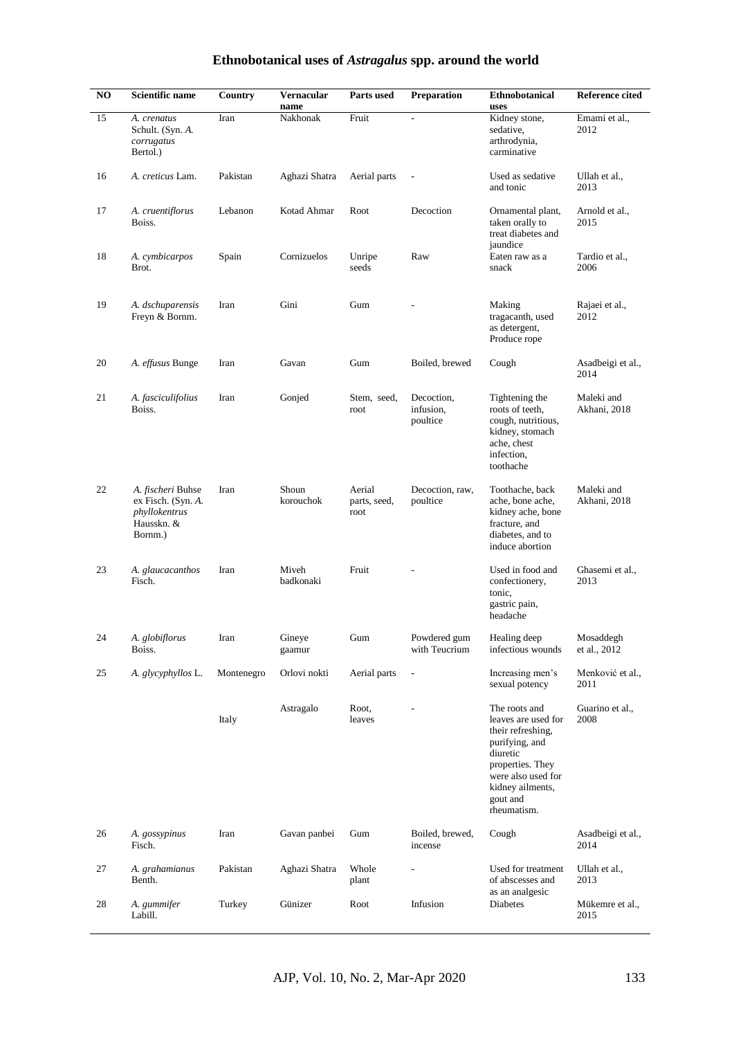## Ethnobotanical uses of *Astragalus* spp. around the world

| NO | Scientific name | Country | Vernacular name | Parts used | Preparation | Ethnobotanical uses | Reference cited |
|---|---|---|---|---|---|---|---|
| 15 | *A. crenatus* Schult. (Syn. *A. corrugatus* Bertol.) | Iran | Nakhonak | Fruit | - | Kidney stone, sedative, arthrodynia, carminative | Emami et al., 2012 |
| 16 | *A. creticus* Lam. | Pakistan | Aghazi Shatra | Aerial parts | - | Used as sedative and tonic | Ullah et al., 2013 |
| 17 | *A. cruentiflorus* Boiss. | Lebanon | Kotad Ahmar | Root | Decoction | Ornamental plant, taken orally to treat diabetes and jaundice | Arnold et al., 2015 |
| 18 | *A. cymbicarpos* Brot. | Spain | Cornizuelos | Unripe seeds | Raw | Eaten raw as a snack | Tardio et al., 2006 |
| 19 | *A. dschuparensis* Freyn & Bornm. | Iran | Gini | Gum | - | Making tragacanth, used as detergent, Produce rope | Rajaei et al., 2012 |
| 20 | *A. effusus* Bunge | Iran | Gavan | Gum | Boiled, brewed | Cough | Asadbeigi et al., 2014 |
| 21 | *A. fasciculifolius* Boiss. | Iran | Gonjed | Stem, seed, root | Decoction, infusion, poultice | Tightening the roots of teeth, cough, nutritious, kidney, stomach ache, chest infection, toothache | Maleki and Akhani, 2018 |
| 22 | *A. fischeri* Buhse ex Fisch. (Syn. *A. phyllokentrus* Hausskn. & Bornm.) | Iran | Shoun korouchok | Aerial parts, seed, root | Decoction, raw, poultice | Toothache, back ache, bone ache, kidney ache, bone fracture, and diabetes, and to induce abortion | Maleki and Akhani, 2018 |
| 23 | *A. glaucacanthos* Fisch. | Iran | Miveh badkonaki | Fruit | - | Used in food and confectionery, tonic, gastric pain, headache | Ghasemi et al., 2013 |
| 24 | *A. globiflorus* Boiss. | Iran | Gineye gaamur | Gum | Powdered gum with Teucrium | Healing deep infectious wounds | Mosaddegh et al., 2012 |
| 25 | *A. glycyphyllos* L. | Montenegro | Orlovi nokti | Aerial parts | - | Increasing men's sexual potency | Menković et al., 2011 |
| | | Italy | Astragalo | Root, leaves | - | The roots and leaves are used for their refreshing, purifying, and diuretic properties. They were also used for kidney ailments, gout and rheumatism. | Guarino et al., 2008 |
| 26 | *A. gossypinus* Fisch. | Iran | Gavan panbei | Gum | Boiled, brewed, incense | Cough | Asadbeigi et al., 2014 |
| 27 | *A. grahamianus* Benth. | Pakistan | Aghazi Shatra | Whole plant | - | Used for treatment of abscesses and as an analgesic | Ullah et al., 2013 |
| 28 | *A. gummifer* Labill. | Turkey | Günizer | Root | Infusion | Diabetes | Mükemre et al., 2015 |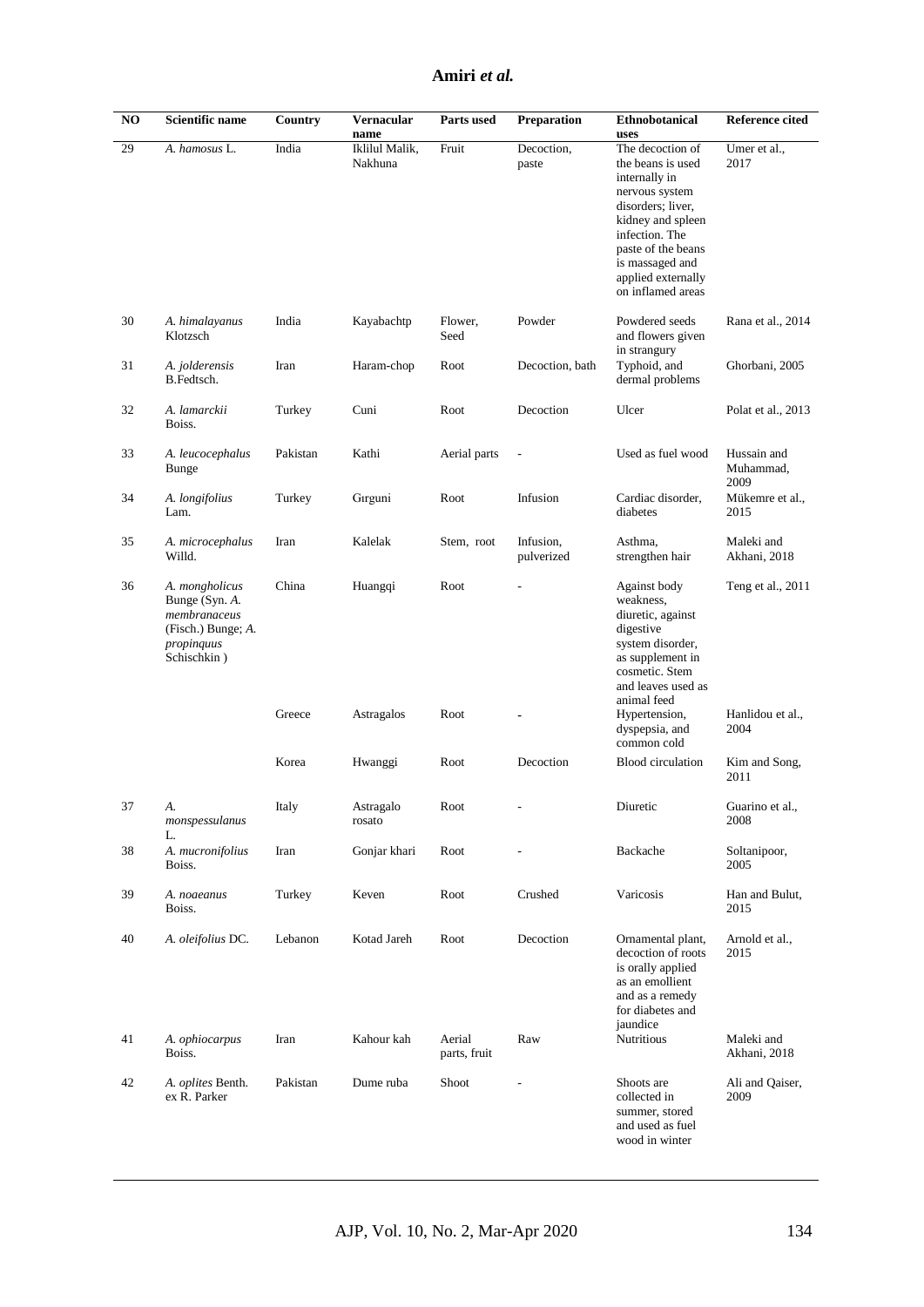| NO | Scientific name | Country | Vernacular name | Parts used | Preparation | Ethnobotanical uses | Reference cited |
|---|---|---|---|---|---|---|---|
| 29 | *A. hamosus* L. | India | Iklilul Malik, Nakhuna | Fruit | Decoction, paste | The decoction of the beans is used internally in nervous system disorders; liver, kidney and spleen infection. The paste of the beans is massaged and applied externally on inflamed areas | Umer et al., 2017 |
| 30 | *A. himalayanus* Klotzsch | India | Kayabachtp | Flower, Seed | Powder | Powdered seeds and flowers given in strangury | Rana et al., 2014 |
| 31 | *A. jolderensis* B.Fedtsch. | Iran | Haram-chop | Root | Decoction, bath | Typhoid, and dermal problems | Ghorbani, 2005 |
| 32 | *A. lamarckii* Boiss. | Turkey | Cuni | Root | Decoction | Ulcer | Polat et al., 2013 |
| 33 | *A. leucocephalus* Bunge | Pakistan | Kathi | Aerial parts | - | Used as fuel wood | Hussain and Muhammad, 2009 |
| 34 | *A. longifolius* Lam. | Turkey | Gırguni | Root | Infusion | Cardiac disorder, diabetes | Mükemre et al., 2015 |
| 35 | *A. microcephalus* Willd. | Iran | Kalelak | Stem, root | Infusion, pulverized | Asthma, strengthen hair | Maleki and Akhani, 2018 |
| 36 | *A. mongholicus* Bunge (Syn. *A. membranaceus* (Fisch.) Bunge; *A. propinquus* Schischkin ) | China | Huangqi | Root | - | Against body weakness, diuretic, against digestive system disorder, as supplement in cosmetic. Stem and leaves used as animal feed | Teng et al., 2011 |
| | | Greece | Astragalos | Root | - | Hypertension, dyspepsia, and common cold | Hanlidou et al., 2004 |
| | | Korea | Hwanggi | Root | Decoction | Blood circulation | Kim and Song, 2011 |
| 37 | *A. monspessulanus* L. | Italy | Astragalo rosato | Root | - | Diuretic | Guarino et al., 2008 |
| 38 | *A. mucronifolius* Boiss. | Iran | Gonjar khari | Root | - | Backache | Soltanipoor, 2005 |
| 39 | *A. noaeanus* Boiss. | Turkey | Keven | Root | Crushed | Varicosis | Han and Bulut, 2015 |
| 40 | *A. oleifolius* DC. | Lebanon | Kotad Jareh | Root | Decoction | Ornamental plant, decoction of roots is orally applied as an emollient and as a remedy for diabetes and jaundice | Arnold et al., 2015 |
| 41 | *A. ophiocarpus* Boiss. | Iran | Kahour kah | Aerial parts, fruit | Raw | Nutritious | Maleki and Akhani, 2018 |
| 42 | *A. oplites* Benth. ex R. Parker | Pakistan | Dume ruba | Shoot | - | Shoots are collected in summer, stored and used as fuel wood in winter | Ali and Qaiser, 2009 |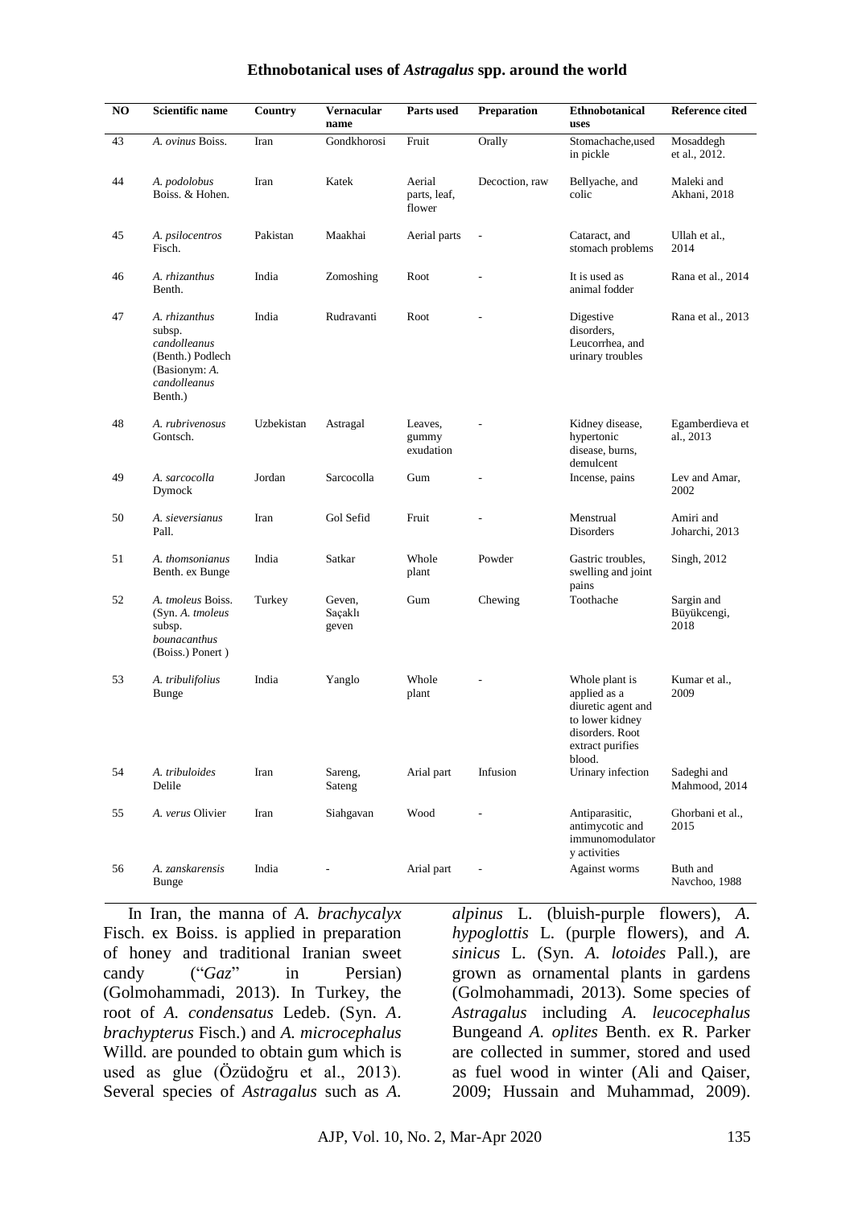**Ethnobotanical uses of *Astragalus* spp. around the world**

| NO | Scientific name | Country | Vernacular name | Parts used | Preparation | Ethnobotanical uses | Reference cited |
|---|---|---|---|---|---|---|---|
| 43 | *A. ovinus* Boiss. | Iran | Gondkhorosi | Fruit | Orally | Stomachache,used in pickle | Mosaddegh et al., 2012. |
| 44 | *A. podolobus* Boiss. & Hohen. | Iran | Katek | Aerial parts, leaf, flower | Decoction, raw | Bellyache, and colic | Maleki and Akhani, 2018 |
| 45 | *A. psilocentros* Fisch. | Pakistan | Maakhai | Aerial parts | - | Cataract, and stomach problems | Ullah et al., 2014 |
| 46 | *A. rhizanthus* Benth. | India | Zomoshing | Root | - | It is used as animal fodder | Rana et al., 2014 |
| 47 | *A. rhizanthus* subsp. *candolleanus* (Benth.) Podlech (Basionym: *A. candolleanus* Benth.) | India | Rudravanti | Root | - | Digestive disorders, Leucorrhea, and urinary troubles | Rana et al., 2013 |
| 48 | *A. rubrivenosus* Gontsch. | Uzbekistan | Astragal | Leaves, gummy exudation | - | Kidney disease, hypertonic disease, burns, demulcent | Egamberdieva et al., 2013 |
| 49 | *A. sarcocolla* Dymock | Jordan | Sarcocolla | Gum | - | Incense, pains | Lev and Amar, 2002 |
| 50 | *A. sieversianus* Pall. | Iran | Gol Sefid | Fruit | - | Menstrual Disorders | Amiri and Joharchi, 2013 |
| 51 | *A. thomsonianus* Benth. ex Bunge | India | Satkar | Whole plant | Powder | Gastric troubles, swelling and joint pains | Singh, 2012 |
| 52 | *A. tmoleus* Boiss. (Syn. *A. tmoleus* subsp. *bounacanthus* (Boiss.) Ponert ) | Turkey | Geven, Saçaklı geven | Gum | Chewing | Toothache | Sargin and Büyükcengi, 2018 |
| 53 | *A. tribulifolius* Bunge | India | Yanglo | Whole plant | - | Whole plant is applied as a diuretic agent and to lower kidney disorders. Root extract purifies blood. | Kumar et al., 2009 |
| 54 | *A. tribuloides* Delile | Iran | Sareng, Sateng | Arial part | Infusion | Urinary infection | Sadeghi and Mahmood, 2014 |
| 55 | *A. verus* Olivier | Iran | Siahgavan | Wood | - | Antiparasitic, antimycotic and immunomodulatory activities | Ghorbani et al., 2015 |
| 56 | *A. zanskarensis* Bunge | India | - | Arial part | - | Against worms | Buth and Navchoo, 1988 |

In Iran, the manna of *A. brachycalyx* Fisch. ex Boiss. is applied in preparation of honey and traditional Iranian sweet candy ("*Gaz*" in Persian) (Golmohammadi, 2013). In Turkey, the root of *A. condensatus* Ledeb. (Syn. *A. brachypterus* Fisch.) and *A. microcephalus* Willd. are pounded to obtain gum which is used as glue (Özüdoğru et al., 2013). Several species of *Astragalus* such as *A. alpinus* L. (bluish-purple flowers), *A. hypoglottis* L. (purple flowers), and *A. sinicus* L. (Syn. *A. lotoides* Pall.), are grown as ornamental plants in gardens (Golmohammadi, 2013). Some species of *Astragalus* including *A. leucocephalus* Bungeand *A. oplites* Benth. ex R. Parker are collected in summer, stored and used as fuel wood in winter (Ali and Qaiser, 2009; Hussain and Muhammad, 2009).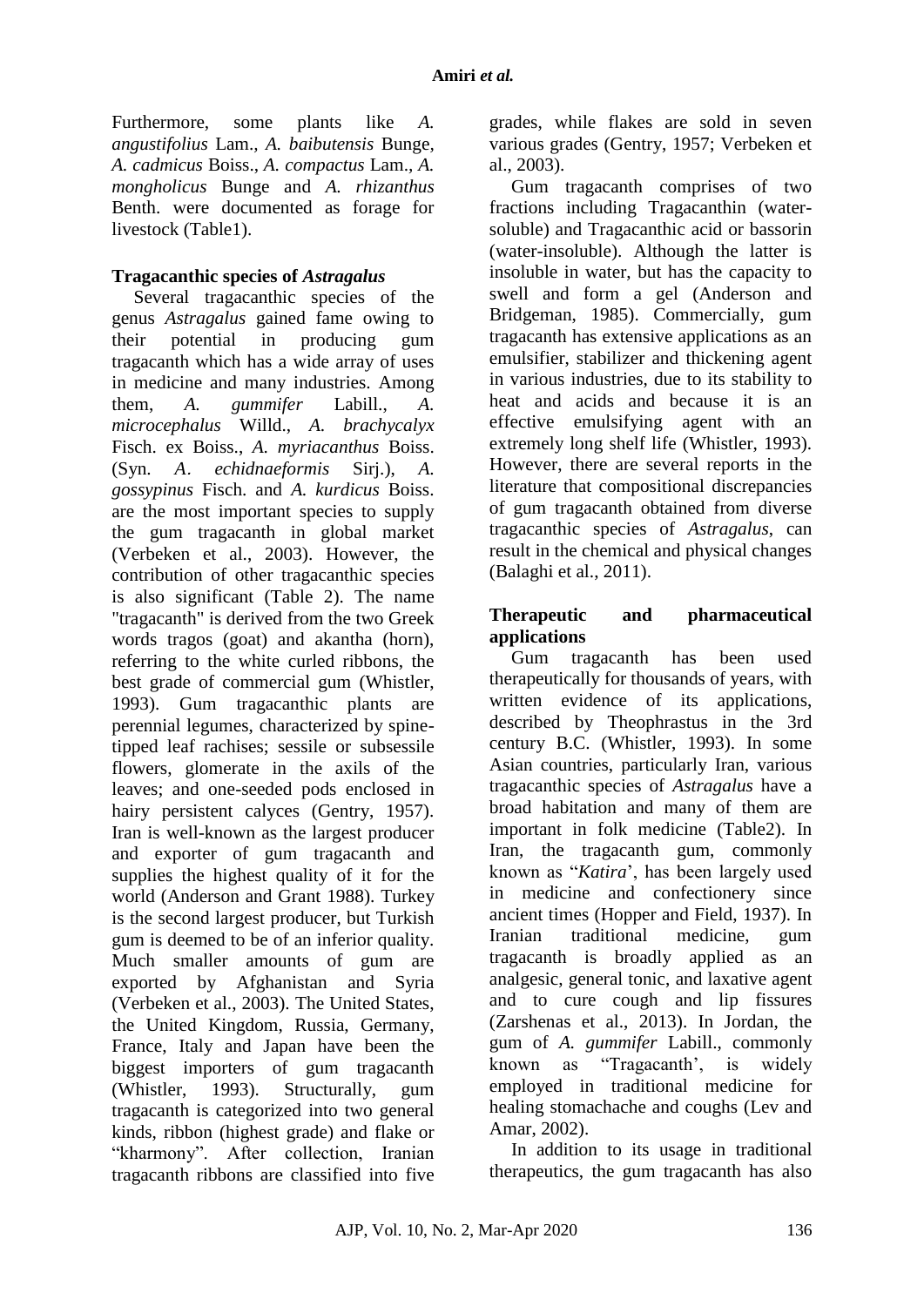Furthermore, some plants like *A. angustifolius* Lam., *A. baibutensis* Bunge, *A. cadmicus* Boiss., *A. compactus* Lam., *A. mongholicus* Bunge and *A. rhizanthus* Benth. were documented as forage for livestock (Table1).

### Tragacanthic species of *Astragalus*

Several tragacanthic species of the genus *Astragalus* gained fame owing to their potential in producing gum tragacanth which has a wide array of uses in medicine and many industries. Among them, *A. gummifer* Labill., *A. microcephalus* Willd., *A. brachycalyx* Fisch. ex Boiss., *A. myriacanthus* Boiss. (Syn. *A. echidnaeformis* Sirj.), *A. gossypinus* Fisch. and *A. kurdicus* Boiss. are the most important species to supply the gum tragacanth in global market (Verbeken et al., 2003). However, the contribution of other tragacanthic species is also significant (Table 2). The name "tragacanth" is derived from the two Greek words tragos (goat) and akantha (horn), referring to the white curled ribbons, the best grade of commercial gum (Whistler, 1993). Gum tragacanthic plants are perennial legumes, characterized by spine-tipped leaf rachises; sessile or subsessile flowers, glomerate in the axils of the leaves; and one-seeded pods enclosed in hairy persistent calyces (Gentry, 1957). Iran is well-known as the largest producer and exporter of gum tragacanth and supplies the highest quality of it for the world (Anderson and Grant 1988). Turkey is the second largest producer, but Turkish gum is deemed to be of an inferior quality. Much smaller amounts of gum are exported by Afghanistan and Syria (Verbeken et al., 2003). The United States, the United Kingdom, Russia, Germany, France, Italy and Japan have been the biggest importers of gum tragacanth (Whistler, 1993). Structurally, gum tragacanth is categorized into two general kinds, ribbon (highest grade) and flake or "kharmony". After collection, Iranian tragacanth ribbons are classified into five grades, while flakes are sold in seven various grades (Gentry, 1957; Verbeken et al., 2003).

Gum tragacanth comprises of two fractions including Tragacanthin (water-soluble) and Tragacanthic acid or bassorin (water-insoluble). Although the latter is insoluble in water, but has the capacity to swell and form a gel (Anderson and Bridgeman, 1985). Commercially, gum tragacanth has extensive applications as an emulsifier, stabilizer and thickening agent in various industries, due to its stability to heat and acids and because it is an effective emulsifying agent with an extremely long shelf life (Whistler, 1993). However, there are several reports in the literature that compositional discrepancies of gum tragacanth obtained from diverse tragacanthic species of *Astragalus*, can result in the chemical and physical changes (Balaghi et al., 2011).

### Therapeutic and pharmaceutical applications

Gum tragacanth has been used therapeutically for thousands of years, with written evidence of its applications, described by Theophrastus in the 3rd century B.C. (Whistler, 1993). In some Asian countries, particularly Iran, various tragacanthic species of *Astragalus* have a broad habitation and many of them are important in folk medicine (Table2). In Iran, the tragacanth gum, commonly known as "*Katira*', has been largely used in medicine and confectionery since ancient times (Hopper and Field, 1937). In Iranian traditional medicine, gum tragacanth is broadly applied as an analgesic, general tonic, and laxative agent and to cure cough and lip fissures (Zarshenas et al., 2013). In Jordan, the gum of *A. gummifer* Labill., commonly known as "Tragacanth', is widely employed in traditional medicine for healing stomachache and coughs (Lev and Amar, 2002).

In addition to its usage in traditional therapeutics, the gum tragacanth has also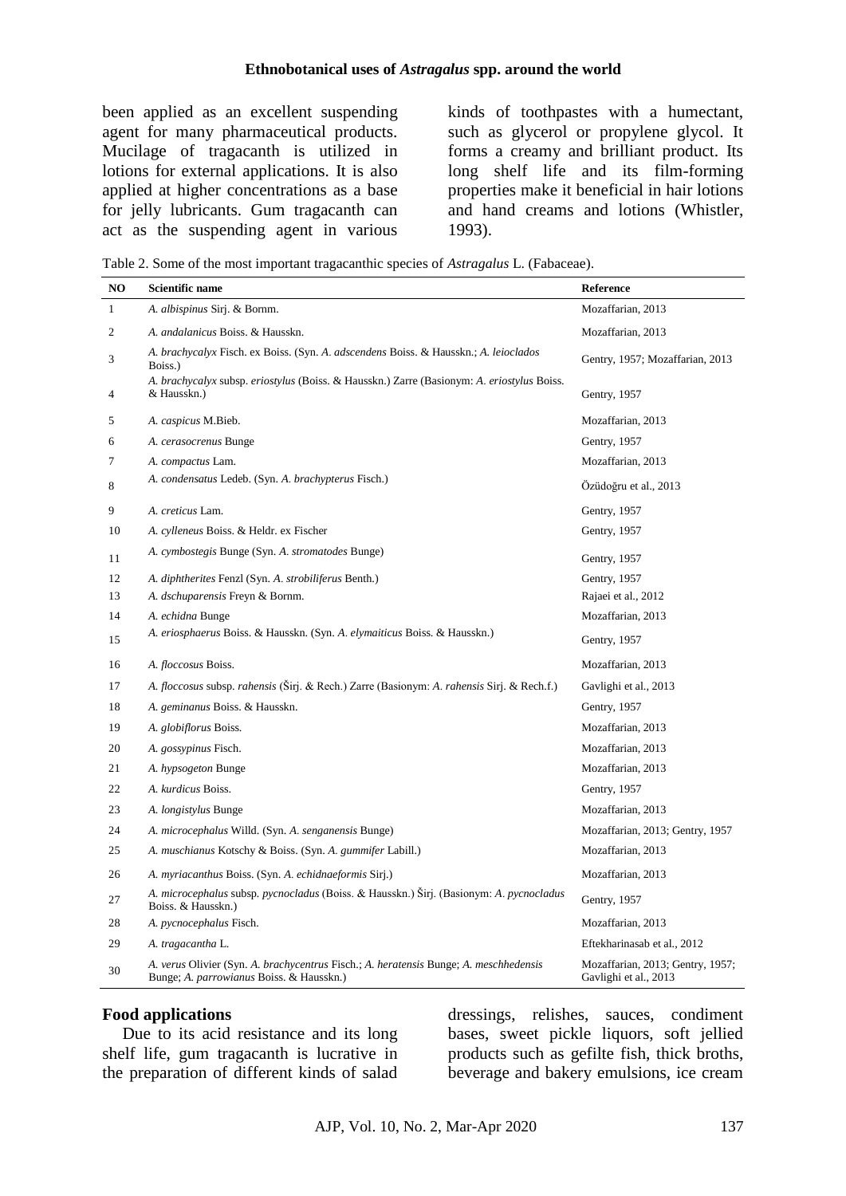been applied as an excellent suspending agent for many pharmaceutical products. Mucilage of tragacanth is utilized in lotions for external applications. It is also applied at higher concentrations as a base for jelly lubricants. Gum tragacanth can act as the suspending agent in various kinds of toothpastes with a humectant, such as glycerol or propylene glycol. It forms a creamy and brilliant product. Its long shelf life and its film-forming properties make it beneficial in hair lotions and hand creams and lotions (Whistler, 1993).

Table 2. Some of the most important tragacanthic species of *Astragalus* L. (Fabaceae).

| NO | Scientific name | Reference |
|---|---|---|
| 1 | *A. albispinus* Sirj. & Bornm. | Mozaffarian, 2013 |
| 2 | *A. andalanicus* Boiss. & Hausskn. | Mozaffarian, 2013 |
| 3 | *A. brachycalyx* Fisch. ex Boiss. (Syn. *A. adscendens* Boiss. & Hausskn.; *A. leioclados* Boiss.) | Gentry, 1957; Mozaffarian, 2013 |
| 4 | *A. brachycalyx* subsp. *eriostylus* (Boiss. & Hausskn.) Zarre (Basionym: *A. eriostylus* Boiss. & Hausskn.) | Gentry, 1957 |
| 5 | *A. caspicus* M.Bieb. | Mozaffarian, 2013 |
| 6 | *A. cerasocrenus* Bunge | Gentry, 1957 |
| 7 | *A. compactus* Lam. | Mozaffarian, 2013 |
| 8 | *A. condensatus* Ledeb. (Syn. *A. brachypterus* Fisch.) | Özüdoğru et al., 2013 |
| 9 | *A. creticus* Lam. | Gentry, 1957 |
| 10 | *A. cylleneus* Boiss. & Heldr. ex Fischer | Gentry, 1957 |
| 11 | *A. cymbostegis* Bunge (Syn. *A. stromatodes* Bunge) | Gentry, 1957 |
| 12 | *A. diphtherites* Fenzl (Syn. *A. strobiliferus* Benth.) | Gentry, 1957 |
| 13 | *A. dschuparensis* Freyn & Bornm. | Rajaei et al., 2012 |
| 14 | *A. echidna* Bunge | Mozaffarian, 2013 |
| 15 | *A. eriosphaerus* Boiss. & Hausskn. (Syn. *A. elymaiticus* Boiss. & Hausskn.) | Gentry, 1957 |
| 16 | *A. floccosus* Boiss. | Mozaffarian, 2013 |
| 17 | *A. floccosus* subsp. *rahensis* (Širj. & Rech.) Zarre (Basionym: *A. rahensis* Sirj. & Rech.f.) | Gavlighi et al., 2013 |
| 18 | *A. geminanus* Boiss. & Hausskn. | Gentry, 1957 |
| 19 | *A. globiflorus* Boiss. | Mozaffarian, 2013 |
| 20 | *A. gossypinus* Fisch. | Mozaffarian, 2013 |
| 21 | *A. hypsogeton* Bunge | Mozaffarian, 2013 |
| 22 | *A. kurdicus* Boiss. | Gentry, 1957 |
| 23 | *A. longistylus* Bunge | Mozaffarian, 2013 |
| 24 | *A. microcephalus* Willd. (Syn. *A. senganensis* Bunge) | Mozaffarian, 2013; Gentry, 1957 |
| 25 | *A. muschianus* Kotschy & Boiss. (Syn. *A. gummifer* Labill.) | Mozaffarian, 2013 |
| 26 | *A. myriacanthus* Boiss. (Syn. *A. echidnaeformis* Sirj.) | Mozaffarian, 2013 |
| 27 | *A. microcephalus* subsp. *pycnocladus* (Boiss. & Hausskn.) Širj. (Basionym: *A. pycnocladus* Boiss. & Hausskn.) | Gentry, 1957 |
| 28 | *A. pycnocephalus* Fisch. | Mozaffarian, 2013 |
| 29 | *A. tragacantha* L. | Eftekharinasab et al., 2012 |
| 30 | *A. verus* Olivier (Syn. *A. brachycentrus* Fisch.; *A. heratensis* Bunge; *A. meschhedensis* Bunge; *A. parrowianus* Boiss. & Hausskn.) | Mozaffarian, 2013; Gentry, 1957; Gavlighi et al., 2013 |

**Food applications**

Due to its acid resistance and its long shelf life, gum tragacanth is lucrative in the preparation of different kinds of salad dressings, relishes, sauces, condiment bases, sweet pickle liquors, soft jellied products such as gefilte fish, thick broths, beverage and bakery emulsions, ice cream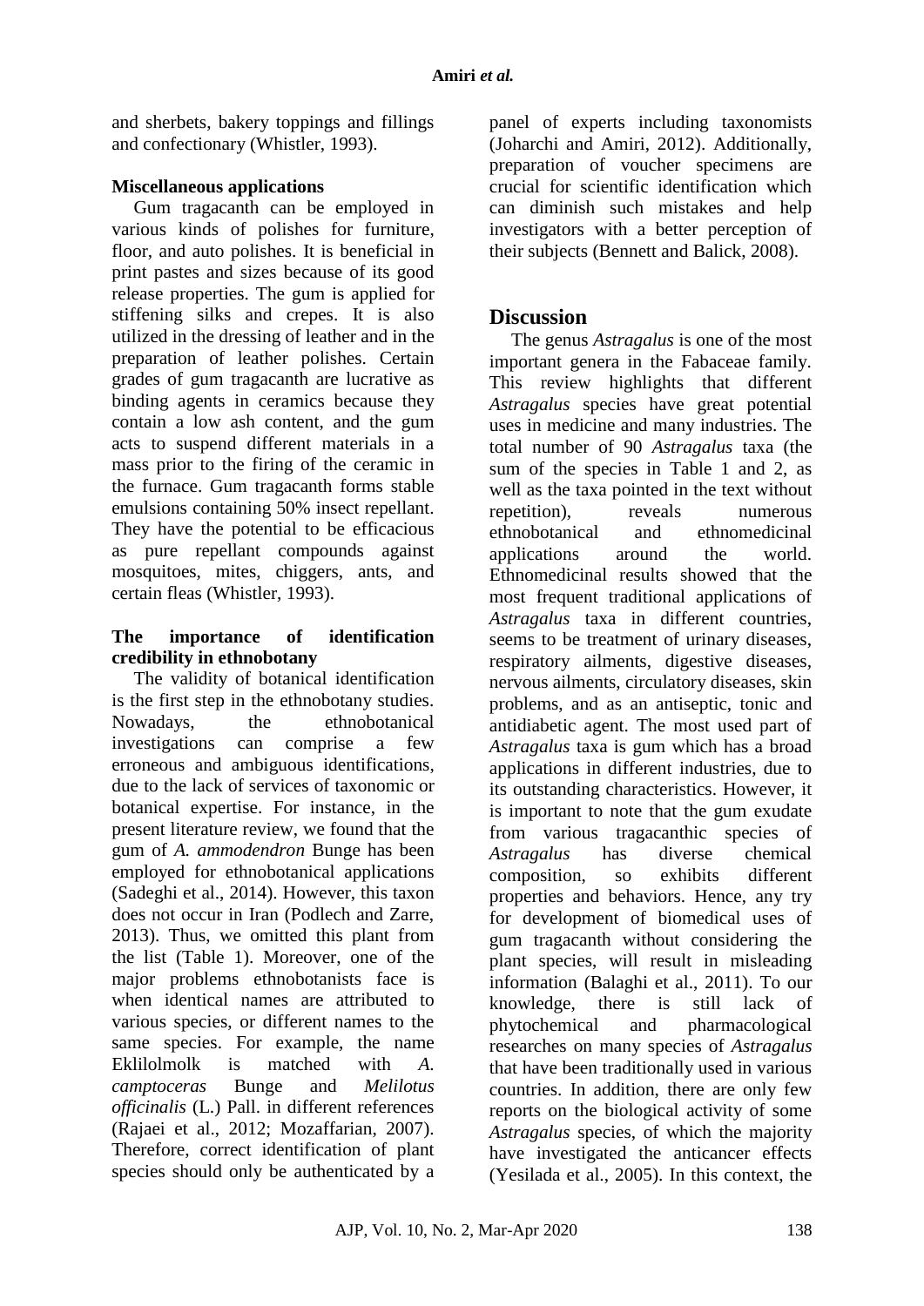and sherbets, bakery toppings and fillings and confectionary (Whistler, 1993).

**Miscellaneous applications**

Gum tragacanth can be employed in various kinds of polishes for furniture, floor, and auto polishes. It is beneficial in print pastes and sizes because of its good release properties. The gum is applied for stiffening silks and crepes. It is also utilized in the dressing of leather and in the preparation of leather polishes. Certain grades of gum tragacanth are lucrative as binding agents in ceramics because they contain a low ash content, and the gum acts to suspend different materials in a mass prior to the firing of the ceramic in the furnace. Gum tragacanth forms stable emulsions containing 50% insect repellant. They have the potential to be efficacious as pure repellant compounds against mosquitoes, mites, chiggers, ants, and certain fleas (Whistler, 1993).

**The importance of identification credibility in ethnobotany**

The validity of botanical identification is the first step in the ethnobotany studies. Nowadays, the ethnobotanical investigations can comprise a few erroneous and ambiguous identifications, due to the lack of services of taxonomic or botanical expertise. For instance, in the present literature review, we found that the gum of *A. ammodendron* Bunge has been employed for ethnobotanical applications (Sadeghi et al., 2014). However, this taxon does not occur in Iran (Podlech and Zarre, 2013). Thus, we omitted this plant from the list (Table 1). Moreover, one of the major problems ethnobotanists face is when identical names are attributed to various species, or different names to the same species. For example, the name Eklilolmolk is matched with *A. camptoceras* Bunge and *Melilotus officinalis* (L.) Pall. in different references (Rajaei et al., 2012; Mozaffarian, 2007). Therefore, correct identification of plant species should only be authenticated by a panel of experts including taxonomists (Joharchi and Amiri, 2012). Additionally, preparation of voucher specimens are crucial for scientific identification which can diminish such mistakes and help investigators with a better perception of their subjects (Bennett and Balick, 2008).

## Discussion

The genus *Astragalus* is one of the most important genera in the Fabaceae family. This review highlights that different *Astragalus* species have great potential uses in medicine and many industries. The total number of 90 *Astragalus* taxa (the sum of the species in Table 1 and 2, as well as the taxa pointed in the text without repetition), reveals numerous ethnobotanical and ethnomedicinal applications around the world. Ethnomedicinal results showed that the most frequent traditional applications of *Astragalus* taxa in different countries, seems to be treatment of urinary diseases, respiratory ailments, digestive diseases, nervous ailments, circulatory diseases, skin problems, and as an antiseptic, tonic and antidiabetic agent. The most used part of *Astragalus* taxa is gum which has a broad applications in different industries, due to its outstanding characteristics. However, it is important to note that the gum exudate from various tragacanthic species of *Astragalus* has diverse chemical composition, so exhibits different properties and behaviors. Hence, any try for development of biomedical uses of gum tragacanth without considering the plant species, will result in misleading information (Balaghi et al., 2011). To our knowledge, there is still lack of phytochemical and pharmacological researches on many species of *Astragalus* that have been traditionally used in various countries. In addition, there are only few reports on the biological activity of some *Astragalus* species, of which the majority have investigated the anticancer effects (Yesilada et al., 2005). In this context, the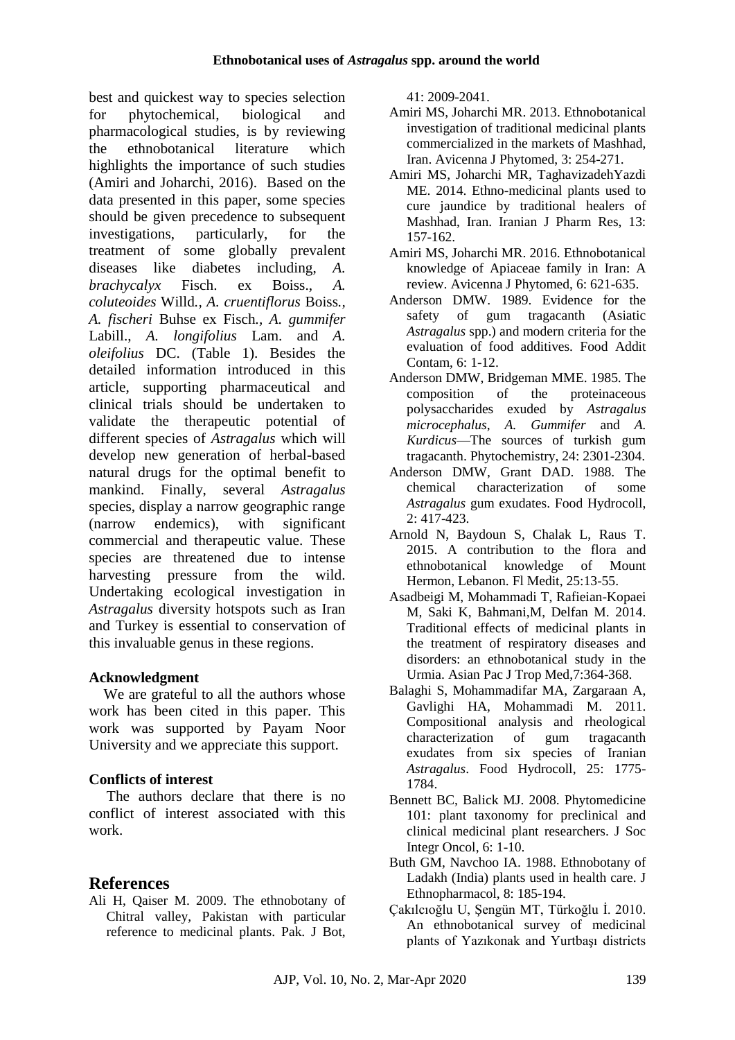best and quickest way to species selection for phytochemical, biological and pharmacological studies, is by reviewing the ethnobotanical literature which highlights the importance of such studies (Amiri and Joharchi, 2016). Based on the data presented in this paper, some species should be given precedence to subsequent investigations, particularly, for the treatment of some globally prevalent diseases like diabetes including, *A. brachycalyx* Fisch. ex Boiss., *A. coluteoides* Willd*., A. cruentiflorus* Boiss*., A. fischeri* Buhse ex Fisch*., A. gummifer* Labill., *A. longifolius* Lam. and *A. oleifolius* DC. (Table 1). Besides the detailed information introduced in this article, supporting pharmaceutical and clinical trials should be undertaken to validate the therapeutic potential of different species of *Astragalus* which will develop new generation of herbal-based natural drugs for the optimal benefit to mankind. Finally, several *Astragalus* species, display a narrow geographic range (narrow endemics), with significant commercial and therapeutic value. These species are threatened due to intense harvesting pressure from the wild. Undertaking ecological investigation in *Astragalus* diversity hotspots such as Iran and Turkey is essential to conservation of this invaluable genus in these regions.

### Acknowledgment

We are grateful to all the authors whose work has been cited in this paper. This work was supported by Payam Noor University and we appreciate this support.

### Conflicts of interest

The authors declare that there is no conflict of interest associated with this work.

## References

Ali H, Qaiser M. 2009. The ethnobotany of Chitral valley, Pakistan with particular reference to medicinal plants. Pak. J Bot, 41: 2009-2041.

Amiri MS, Joharchi MR. 2013. Ethnobotanical investigation of traditional medicinal plants commercialized in the markets of Mashhad, Iran. Avicenna J Phytomed, 3: 254-271.

Amiri MS, Joharchi MR, TaghavizadehYazdi ME. 2014. Ethno-medicinal plants used to cure jaundice by traditional healers of Mashhad, Iran. Iranian J Pharm Res, 13: 157-162.

Amiri MS, Joharchi MR. 2016. Ethnobotanical knowledge of Apiaceae family in Iran: A review. Avicenna J Phytomed, 6: 621-635.

Anderson DMW. 1989. Evidence for the safety of gum tragacanth (Asiatic *Astragalus* spp.) and modern criteria for the evaluation of food additives. Food Addit Contam, 6: 1-12.

Anderson DMW, Bridgeman MME. 1985. The composition of the proteinaceous polysaccharides exuded by *Astragalus microcephalus*, *A. Gummifer* and *A. Kurdicus*—The sources of turkish gum tragacanth. Phytochemistry, 24: 2301-2304.

Anderson DMW, Grant DAD. 1988. The chemical characterization of some *Astragalus* gum exudates. Food Hydrocoll, 2: 417-423.

Arnold N, Baydoun S, Chalak L, Raus T. 2015. A contribution to the flora and ethnobotanical knowledge of Mount Hermon, Lebanon. Fl Medit, 25:13-55.

Asadbeigi M, Mohammadi T, Rafieian-Kopaei M, Saki K, Bahmani,M, Delfan M. 2014. Traditional effects of medicinal plants in the treatment of respiratory diseases and disorders: an ethnobotanical study in the Urmia. Asian Pac J Trop Med,7:364-368.

Balaghi S, Mohammadifar MA, Zargaraan A, Gavlighi HA, Mohammadi M. 2011. Compositional analysis and rheological characterization of gum tragacanth exudates from six species of Iranian *Astragalus*. Food Hydrocoll, 25: 1775-1784.

Bennett BC, Balick MJ. 2008. Phytomedicine 101: plant taxonomy for preclinical and clinical medicinal plant researchers. J Soc Integr Oncol, 6: 1-10.

Buth GM, Navchoo IA. 1988. Ethnobotany of Ladakh (India) plants used in health care. J Ethnopharmacol, 8: 185-194.

Çakılcıoğlu U, Şengün MT, Türkoğlu İ. 2010. An ethnobotanical survey of medicinal plants of Yazıkonak and Yurtbaşı districts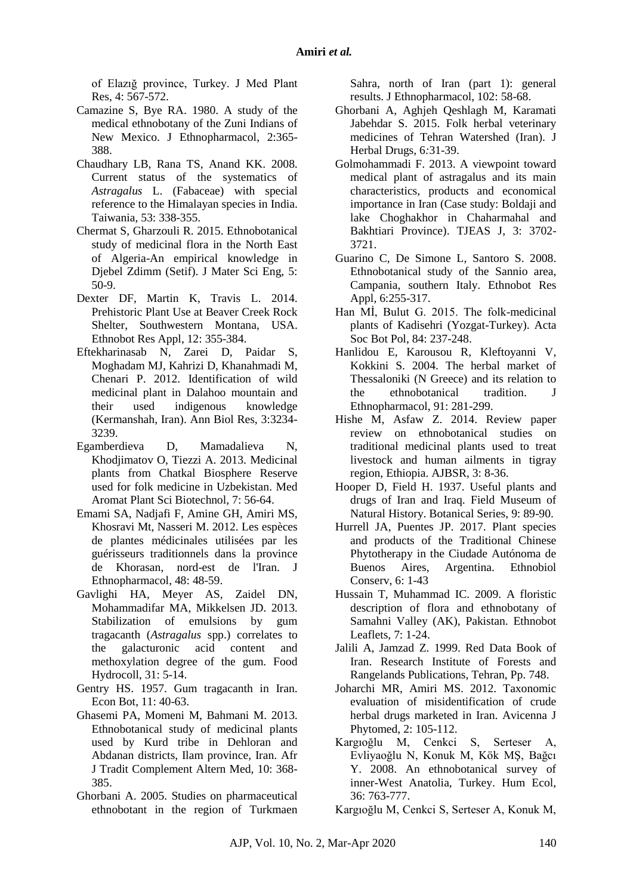of Elazığ province, Turkey. J Med Plant Res, 4: 567-572.

Camazine S, Bye RA. 1980. A study of the medical ethnobotany of the Zuni Indians of New Mexico. J Ethnopharmacol, 2:365-388.

Chaudhary LB, Rana TS, Anand KK. 2008. Current status of the systematics of *Astragalus* L. (Fabaceae) with special reference to the Himalayan species in India. Taiwania, 53: 338-355.

Chermat S, Gharzouli R. 2015. Ethnobotanical study of medicinal flora in the North East of Algeria-An empirical knowledge in Djebel Zdimm (Setif). J Mater Sci Eng, 5: 50-9.

Dexter DF, Martin K, Travis L. 2014. Prehistoric Plant Use at Beaver Creek Rock Shelter, Southwestern Montana, USA. Ethnobot Res Appl, 12: 355-384.

Eftekharinasab N, Zarei D, Paidar S, Moghadam MJ, Kahrizi D, Khanahmadi M, Chenari P. 2012. Identification of wild medicinal plant in Dalahoo mountain and their used indigenous knowledge (Kermanshah, Iran). Ann Biol Res, 3:3234-3239.

Egamberdieva D, Mamadalieva N, Khodjimatov O, Tiezzi A. 2013. Medicinal plants from Chatkal Biosphere Reserve used for folk medicine in Uzbekistan. Med Aromat Plant Sci Biotechnol, 7: 56-64.

Emami SA, Nadjafi F, Amine GH, Amiri MS, Khosravi Mt, Nasseri M. 2012. Les espèces de plantes médicinales utilisées par les guérisseurs traditionnels dans la province de Khorasan, nord-est de l'Iran. J Ethnopharmacol, 48: 48-59.

Gavlighi HA, Meyer AS, Zaidel DN, Mohammadifar MA, Mikkelsen JD. 2013. Stabilization of emulsions by gum tragacanth (*Astragalus* spp.) correlates to the galacturonic acid content and methoxylation degree of the gum. Food Hydrocoll, 31: 5-14.

Gentry HS. 1957. Gum tragacanth in Iran. Econ Bot, 11: 40-63.

Ghasemi PA, Momeni M, Bahmani M. 2013. Ethnobotanical study of medicinal plants used by Kurd tribe in Dehloran and Abdanan districts, Ilam province, Iran. Afr J Tradit Complement Altern Med, 10: 368-385.

Ghorbani A. 2005. Studies on pharmaceutical ethnobotant in the region of Turkmaen Sahra, north of Iran (part 1): general results. J Ethnopharmacol, 102: 58-68.

Ghorbani A, Aghjeh Qeshlagh M, Karamati Jabehdar S. 2015. Folk herbal veterinary medicines of Tehran Watershed (Iran). J Herbal Drugs, 6:31-39.

Golmohammadi F. 2013. A viewpoint toward medical plant of astragalus and its main characteristics, products and economical importance in Iran (Case study: Boldaji and lake Choghakhor in Chaharmahal and Bakhtiari Province). TJEAS J, 3: 3702-3721.

Guarino C, De Simone L, Santoro S. 2008. Ethnobotanical study of the Sannio area, Campania, southern Italy. Ethnobot Res Appl, 6:255-317.

Han Mİ, Bulut G. 2015. The folk-medicinal plants of Kadisehri (Yozgat-Turkey). Acta Soc Bot Pol, 84: 237-248.

Hanlidou E, Karousou R, Kleftoyanni V, Kokkini S. 2004. The herbal market of Thessaloniki (N Greece) and its relation to the ethnobotanical tradition. J Ethnopharmacol, 91: 281-299.

Hishe M, Asfaw Z. 2014. Review paper review on ethnobotanical studies on traditional medicinal plants used to treat livestock and human ailments in tigray region, Ethiopia. AJBSR, 3: 8-36.

Hooper D, Field H. 1937. Useful plants and drugs of Iran and Iraq. Field Museum of Natural History. Botanical Series, 9: 89-90.

Hurrell JA, Puentes JP. 2017. Plant species and products of the Traditional Chinese Phytotherapy in the Ciudade Autónoma de Buenos Aires, Argentina. Ethnobiol Conserv, 6: 1-43

Hussain T, Muhammad IC. 2009. A floristic description of flora and ethnobotany of Samahni Valley (AK), Pakistan. Ethnobot Leaflets, 7: 1-24.

Jalili A, Jamzad Z. 1999. Red Data Book of Iran. Research Institute of Forests and Rangelands Publications, Tehran, Pp. 748.

Joharchi MR, Amiri MS. 2012. Taxonomic evaluation of misidentification of crude herbal drugs marketed in Iran. Avicenna J Phytomed, 2: 105-112.

Kargıoğlu M, Cenkci S, Serteser A, Evliyaoğlu N, Konuk M, Kök MŞ, Bağcı Y. 2008. An ethnobotanical survey of inner-West Anatolia, Turkey. Hum Ecol, 36: 763-777.

Kargıoğlu M, Cenkci S, Serteser A, Konuk M,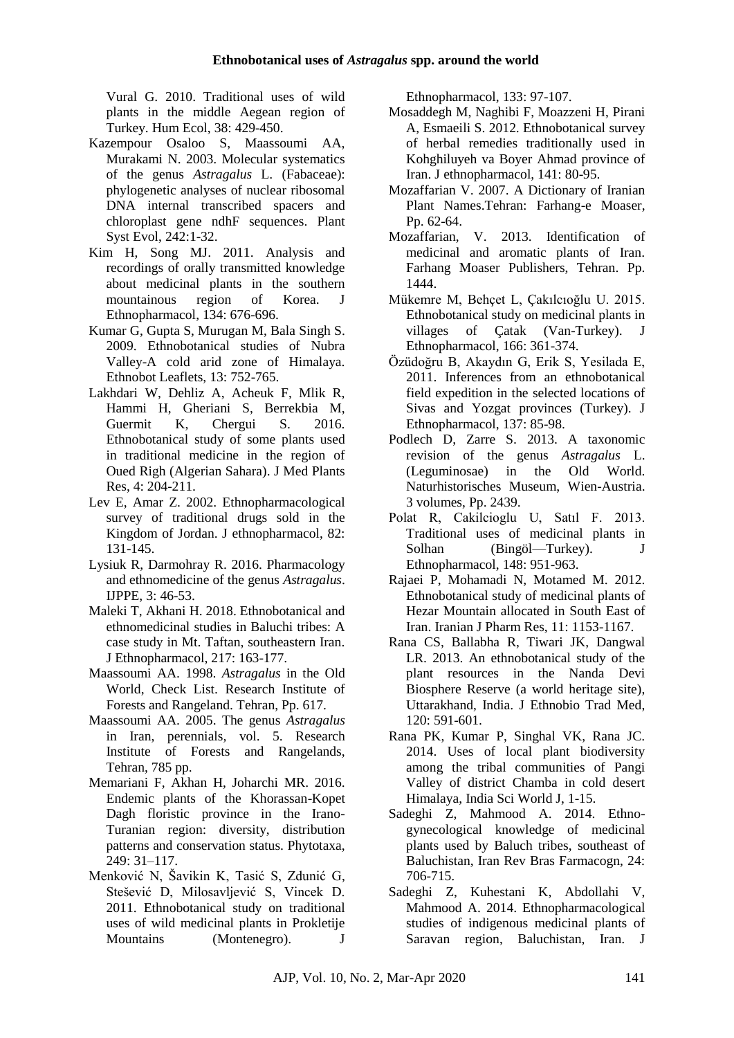Vural G. 2010. Traditional uses of wild plants in the middle Aegean region of Turkey. Hum Ecol, 38: 429-450.

Kazempour Osaloo S, Maassoumi AA, Murakami N. 2003. Molecular systematics of the genus *Astragalus* L. (Fabaceae): phylogenetic analyses of nuclear ribosomal DNA internal transcribed spacers and chloroplast gene ndhF sequences. Plant Syst Evol, 242:1-32.

Kim H, Song MJ. 2011. Analysis and recordings of orally transmitted knowledge about medicinal plants in the southern mountainous region of Korea. J Ethnopharmacol, 134: 676-696.

Kumar G, Gupta S, Murugan M, Bala Singh S. 2009. Ethnobotanical studies of Nubra Valley-A cold arid zone of Himalaya. Ethnobot Leaflets, 13: 752-765.

Lakhdari W, Dehliz A, Acheuk F, Mlik R, Hammi H, Gheriani S, Berrekbia M, Guermit K, Chergui S. 2016. Ethnobotanical study of some plants used in traditional medicine in the region of Oued Righ (Algerian Sahara). J Med Plants Res, 4: 204-211.

Lev E, Amar Z. 2002. Ethnopharmacological survey of traditional drugs sold in the Kingdom of Jordan. J ethnopharmacol, 82: 131-145.

Lysiuk R, Darmohray R. 2016. Pharmacology and ethnomedicine of the genus *Astragalus*. IJPPE, 3: 46-53.

Maleki T, Akhani H. 2018. Ethnobotanical and ethnomedicinal studies in Baluchi tribes: A case study in Mt. Taftan, southeastern Iran. J Ethnopharmacol, 217: 163-177.

Maassoumi AA. 1998. *Astragalus* in the Old World, Check List. Research Institute of Forests and Rangeland. Tehran, Pp. 617.

Maassoumi AA. 2005. The genus *Astragalus* in Iran, perennials, vol. 5. Research Institute of Forests and Rangelands, Tehran, 785 pp.

Memariani F, Akhan H, Joharchi MR. 2016. Endemic plants of the Khorassan-Kopet Dagh floristic province in the Irano-Turanian region: diversity, distribution patterns and conservation status. Phytotaxa, 249: 31–117.

Menković N, Šavikin K, Tasić S, Zdunić G, Stešević D, Milosavljević S, Vincek D. 2011. Ethnobotanical study on traditional uses of wild medicinal plants in Prokletije Mountains (Montenegro). J Ethnopharmacol, 133: 97-107.

Mosaddegh M, Naghibi F, Moazzeni H, Pirani A, Esmaeili S. 2012. Ethnobotanical survey of herbal remedies traditionally used in Kohghiluyeh va Boyer Ahmad province of Iran. J ethnopharmacol, 141: 80-95.

Mozaffarian V. 2007. A Dictionary of Iranian Plant Names.Tehran: Farhang-e Moaser, Pp. 62-64.

Mozaffarian, V. 2013. Identification of medicinal and aromatic plants of Iran. Farhang Moaser Publishers, Tehran. Pp. 1444.

Mükemre M, Behçet L, Çakılcıoğlu U. 2015. Ethnobotanical study on medicinal plants in villages of Çatak (Van-Turkey). J Ethnopharmacol, 166: 361-374.

Özüdoğru B, Akaydın G, Erik S, Yesilada E, 2011. Inferences from an ethnobotanical field expedition in the selected locations of Sivas and Yozgat provinces (Turkey). J Ethnopharmacol, 137: 85-98.

Podlech D, Zarre S. 2013. A taxonomic revision of the genus *Astragalus* L. (Leguminosae) in the Old World. Naturhistorisches Museum, Wien-Austria. 3 volumes, Pp. 2439.

Polat R, Cakilcioglu U, Satıl F. 2013. Traditional uses of medicinal plants in Solhan (Bingöl—Turkey). J Ethnopharmacol, 148: 951-963.

Rajaei P, Mohamadi N, Motamed M. 2012. Ethnobotanical study of medicinal plants of Hezar Mountain allocated in South East of Iran. Iranian J Pharm Res, 11: 1153-1167.

Rana CS, Ballabha R, Tiwari JK, Dangwal LR. 2013. An ethnobotanical study of the plant resources in the Nanda Devi Biosphere Reserve (a world heritage site), Uttarakhand, India. J Ethnobio Trad Med, 120: 591-601.

Rana PK, Kumar P, Singhal VK, Rana JC. 2014. Uses of local plant biodiversity among the tribal communities of Pangi Valley of district Chamba in cold desert Himalaya, India Sci World J, 1-15.

Sadeghi Z, Mahmood A. 2014. Ethno-gynecological knowledge of medicinal plants used by Baluch tribes, southeast of Baluchistan, Iran Rev Bras Farmacogn, 24: 706-715.

Sadeghi Z, Kuhestani K, Abdollahi V, Mahmood A. 2014. Ethnopharmacological studies of indigenous medicinal plants of Saravan region, Baluchistan, Iran. J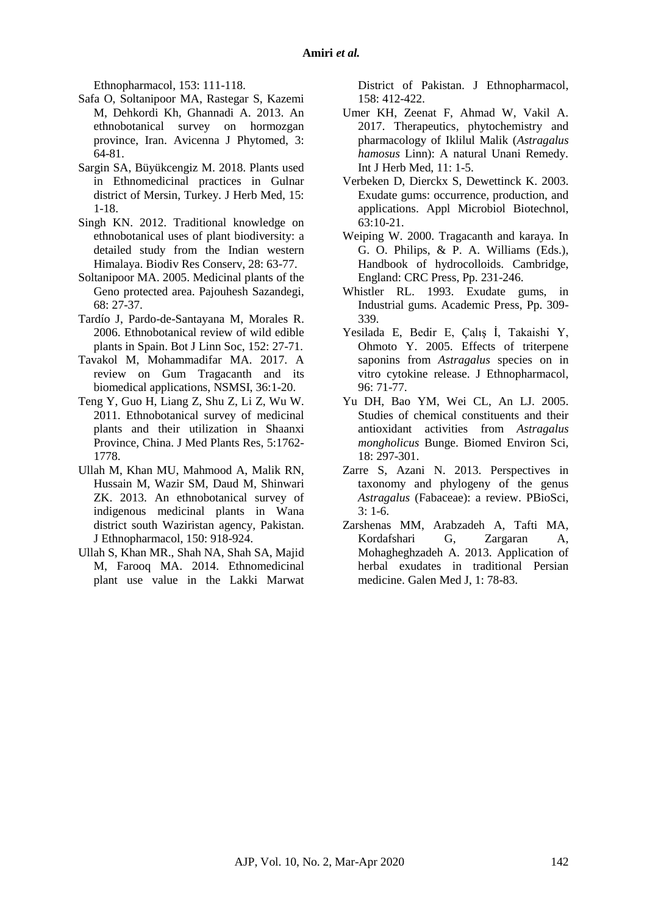Ethnopharmacol, 153: 111-118.

Safa O, Soltanipoor MA, Rastegar S, Kazemi M, Dehkordi Kh, Ghannadi A. 2013. An ethnobotanical survey on hormozgan province, Iran. Avicenna J Phytomed, 3: 64-81.

Sargin SA, Büyükcengiz M. 2018. Plants used in Ethnomedicinal practices in Gulnar district of Mersin, Turkey. J Herb Med, 15: 1-18.

Singh KN. 2012. Traditional knowledge on ethnobotanical uses of plant biodiversity: a detailed study from the Indian western Himalaya. Biodiv Res Conserv, 28: 63-77.

Soltanipoor MA. 2005. Medicinal plants of the Geno protected area. Pajouhesh Sazandegi, 68: 27-37.

Tardío J, Pardo-de-Santayana M, Morales R. 2006. Ethnobotanical review of wild edible plants in Spain. Bot J Linn Soc, 152: 27-71.

Tavakol M, Mohammadifar MA. 2017. A review on Gum Tragacanth and its biomedical applications, NSMSI, 36:1-20.

Teng Y, Guo H, Liang Z, Shu Z, Li Z, Wu W. 2011. Ethnobotanical survey of medicinal plants and their utilization in Shaanxi Province, China. J Med Plants Res, 5:1762-1778.

Ullah M, Khan MU, Mahmood A, Malik RN, Hussain M, Wazir SM, Daud M, Shinwari ZK. 2013. An ethnobotanical survey of indigenous medicinal plants in Wana district south Waziristan agency, Pakistan. J Ethnopharmacol, 150: 918-924.

Ullah S, Khan MR., Shah NA, Shah SA, Majid M, Farooq MA. 2014. Ethnomedicinal plant use value in the Lakki Marwat District of Pakistan. J Ethnopharmacol, 158: 412-422.

Umer KH, Zeenat F, Ahmad W, Vakil A. 2017. Therapeutics, phytochemistry and pharmacology of Iklilul Malik (*Astragalus hamosus* Linn): A natural Unani Remedy. Int J Herb Med, 11: 1-5.

Verbeken D, Dierckx S, Dewettinck K. 2003. Exudate gums: occurrence, production, and applications. Appl Microbiol Biotechnol, 63:10-21.

Weiping W. 2000. Tragacanth and karaya. In G. O. Philips, & P. A. Williams (Eds.), Handbook of hydrocolloids. Cambridge, England: CRC Press, Pp. 231-246.

Whistler RL. 1993. Exudate gums, in Industrial gums. Academic Press, Pp. 309-339.

Yesilada E, Bedir E, Çalış İ, Takaishi Y, Ohmoto Y. 2005. Effects of triterpene saponins from *Astragalus* species on in vitro cytokine release. J Ethnopharmacol, 96: 71-77.

Yu DH, Bao YM, Wei CL, An LJ. 2005. Studies of chemical constituents and their antioxidant activities from *Astragalus mongholicus* Bunge. Biomed Environ Sci, 18: 297-301.

Zarre S, Azani N. 2013. Perspectives in taxonomy and phylogeny of the genus *Astragalus* (Fabaceae): a review. PBioSci, 3: 1-6.

Zarshenas MM, Arabzadeh A, Tafti MA, Kordafshari G, Zargaran A, Mohagheghzadeh A. 2013. Application of herbal exudates in traditional Persian medicine. Galen Med J, 1: 78-83.